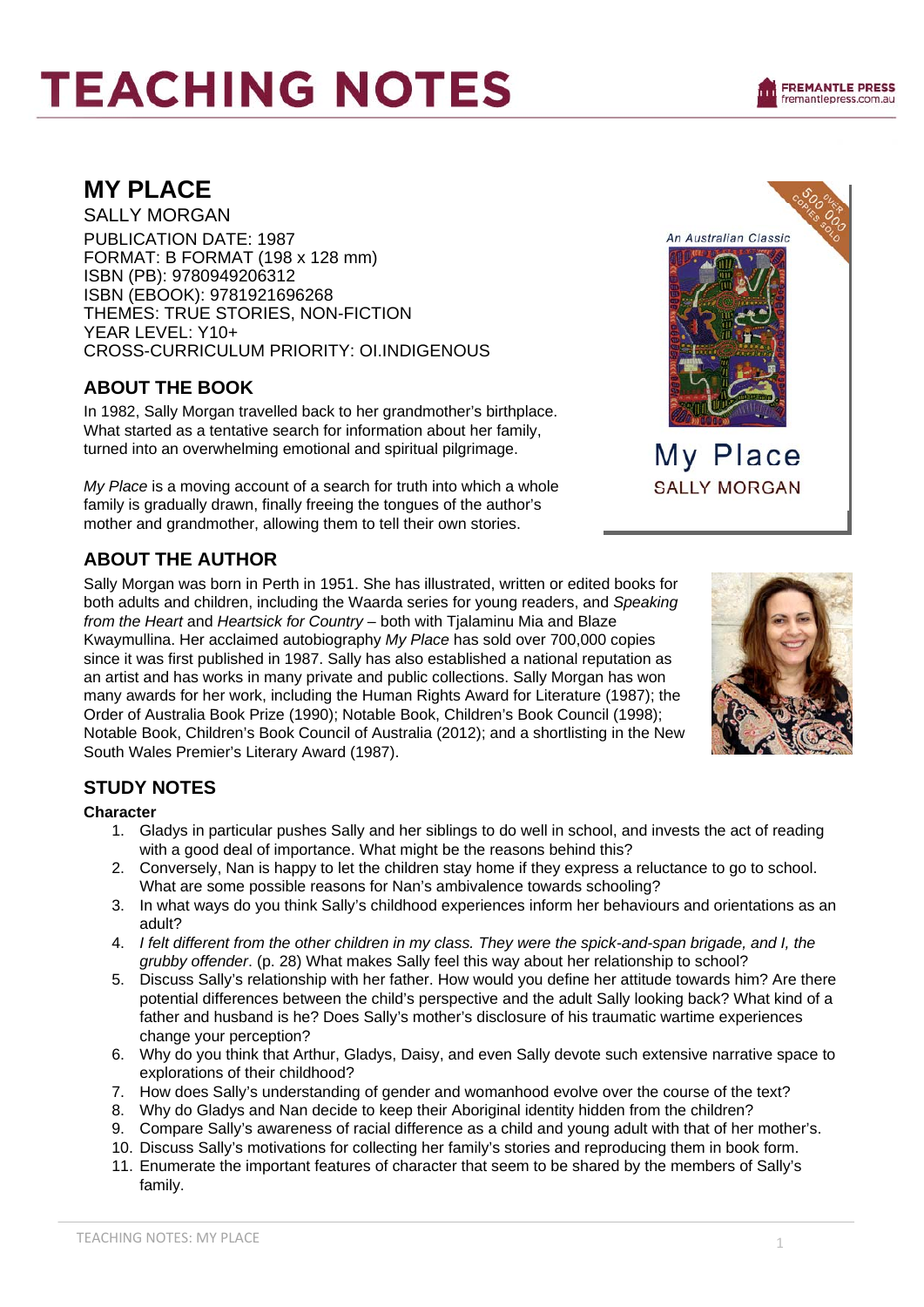# TEACHING NOTES

## MY PLACE

SALLY MORGAN

PUBLICATION DATE: 1987
FORMAT: B FORMAT (198 x 128 mm)
ISBN (PB): 9780949206312
ISBN (EBOOK): 9781921696268
THEMES: TRUE STORIES, NON-FICTION
YEAR LEVEL: Y10+
CROSS-CURRICULUM PRIORITY: OI.INDIGENOUS

### ABOUT THE BOOK

In 1982, Sally Morgan travelled back to her grandmother's birthplace. What started as a tentative search for information about her family, turned into an overwhelming emotional and spiritual pilgrimage.

*My Place* is a moving account of a search for truth into which a whole family is gradually drawn, finally freeing the tongues of the author's mother and grandmother, allowing them to tell their own stories.

### ABOUT THE AUTHOR

Sally Morgan was born in Perth in 1951. She has illustrated, written or edited books for both adults and children, including the Waarda series for young readers, and *Speaking from the Heart* and *Heartsick for Country* – both with Tjalaminu Mia and Blaze Kwaymullina. Her acclaimed autobiography *My Place* has sold over 700,000 copies since it was first published in 1987. Sally has also established a national reputation as an artist and has works in many private and public collections. Sally Morgan has won many awards for her work, including the Human Rights Award for Literature (1987); the Order of Australia Book Prize (1990); Notable Book, Children's Book Council (1998); Notable Book, Children's Book Council of Australia (2012); and a shortlisting in the New South Wales Premier's Literary Award (1987).

### STUDY NOTES

**Character**

1. Gladys in particular pushes Sally and her siblings to do well in school, and invests the act of reading with a good deal of importance. What might be the reasons behind this?
2. Conversely, Nan is happy to let the children stay home if they express a reluctance to go to school. What are some possible reasons for Nan's ambivalence towards schooling?
3. In what ways do you think Sally's childhood experiences inform her behaviours and orientations as an adult?
4. *I felt different from the other children in my class. They were the spick-and-span brigade, and I, the grubby offender*. (p. 28) What makes Sally feel this way about her relationship to school?
5. Discuss Sally's relationship with her father. How would you define her attitude towards him? Are there potential differences between the child's perspective and the adult Sally looking back? What kind of a father and husband is he? Does Sally's mother's disclosure of his traumatic wartime experiences change your perception?
6. Why do you think that Arthur, Gladys, Daisy, and even Sally devote such extensive narrative space to explorations of their childhood?
7. How does Sally's understanding of gender and womanhood evolve over the course of the text?
8. Why do Gladys and Nan decide to keep their Aboriginal identity hidden from the children?
9. Compare Sally's awareness of racial difference as a child and young adult with that of her mother's.
10. Discuss Sally's motivations for collecting her family's stories and reproducing them in book form.
11. Enumerate the important features of character that seem to be shared by the members of Sally's family.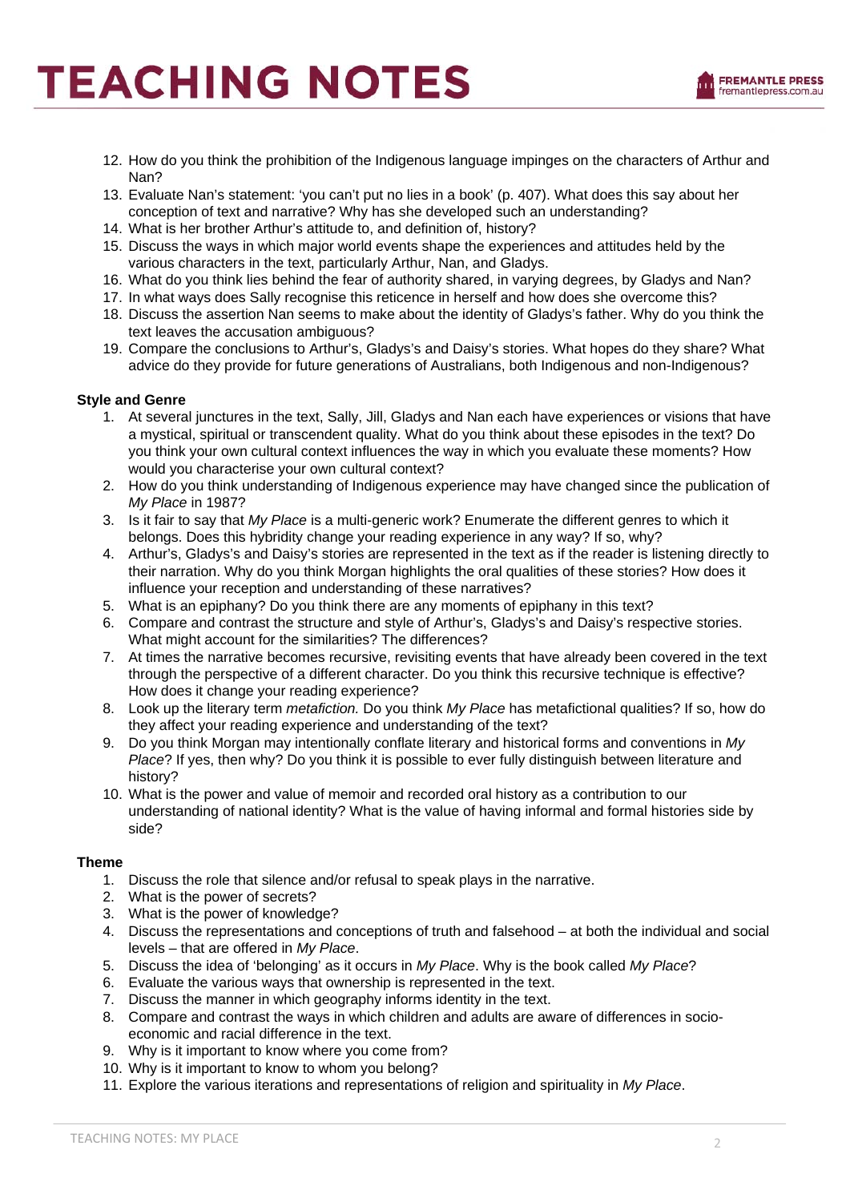12. How do you think the prohibition of the Indigenous language impinges on the characters of Arthur and Nan?
13. Evaluate Nan's statement: 'you can't put no lies in a book' (p. 407). What does this say about her conception of text and narrative? Why has she developed such an understanding?
14. What is her brother Arthur's attitude to, and definition of, history?
15. Discuss the ways in which major world events shape the experiences and attitudes held by the various characters in the text, particularly Arthur, Nan, and Gladys.
16. What do you think lies behind the fear of authority shared, in varying degrees, by Gladys and Nan?
17. In what ways does Sally recognise this reticence in herself and how does she overcome this?
18. Discuss the assertion Nan seems to make about the identity of Gladys's father. Why do you think the text leaves the accusation ambiguous?
19. Compare the conclusions to Arthur's, Gladys's and Daisy's stories. What hopes do they share? What advice do they provide for future generations of Australians, both Indigenous and non-Indigenous?

**Style and Genre**

1. At several junctures in the text, Sally, Jill, Gladys and Nan each have experiences or visions that have a mystical, spiritual or transcendent quality. What do you think about these episodes in the text? Do you think your own cultural context influences the way in which you evaluate these moments? How would you characterise your own cultural context?
2. How do you think understanding of Indigenous experience may have changed since the publication of *My Place* in 1987?
3. Is it fair to say that *My Place* is a multi-generic work? Enumerate the different genres to which it belongs. Does this hybridity change your reading experience in any way? If so, why?
4. Arthur's, Gladys's and Daisy's stories are represented in the text as if the reader is listening directly to their narration. Why do you think Morgan highlights the oral qualities of these stories? How does it influence your reception and understanding of these narratives?
5. What is an epiphany? Do you think there are any moments of epiphany in this text?
6. Compare and contrast the structure and style of Arthur's, Gladys's and Daisy's respective stories. What might account for the similarities? The differences?
7. At times the narrative becomes recursive, revisiting events that have already been covered in the text through the perspective of a different character. Do you think this recursive technique is effective? How does it change your reading experience?
8. Look up the literary term *metafiction.* Do you think *My Place* has metafictional qualities? If so, how do they affect your reading experience and understanding of the text?
9. Do you think Morgan may intentionally conflate literary and historical forms and conventions in *My Place*? If yes, then why? Do you think it is possible to ever fully distinguish between literature and history?
10. What is the power and value of memoir and recorded oral history as a contribution to our understanding of national identity? What is the value of having informal and formal histories side by side?

**Theme**

1. Discuss the role that silence and/or refusal to speak plays in the narrative.
2. What is the power of secrets?
3. What is the power of knowledge?
4. Discuss the representations and conceptions of truth and falsehood – at both the individual and social levels – that are offered in *My Place*.
5. Discuss the idea of 'belonging' as it occurs in *My Place*. Why is the book called *My Place*?
6. Evaluate the various ways that ownership is represented in the text.
7. Discuss the manner in which geography informs identity in the text.
8. Compare and contrast the ways in which children and adults are aware of differences in socio-economic and racial difference in the text.
9. Why is it important to know where you come from?
10. Why is it important to know to whom you belong?
11. Explore the various iterations and representations of religion and spirituality in *My Place*.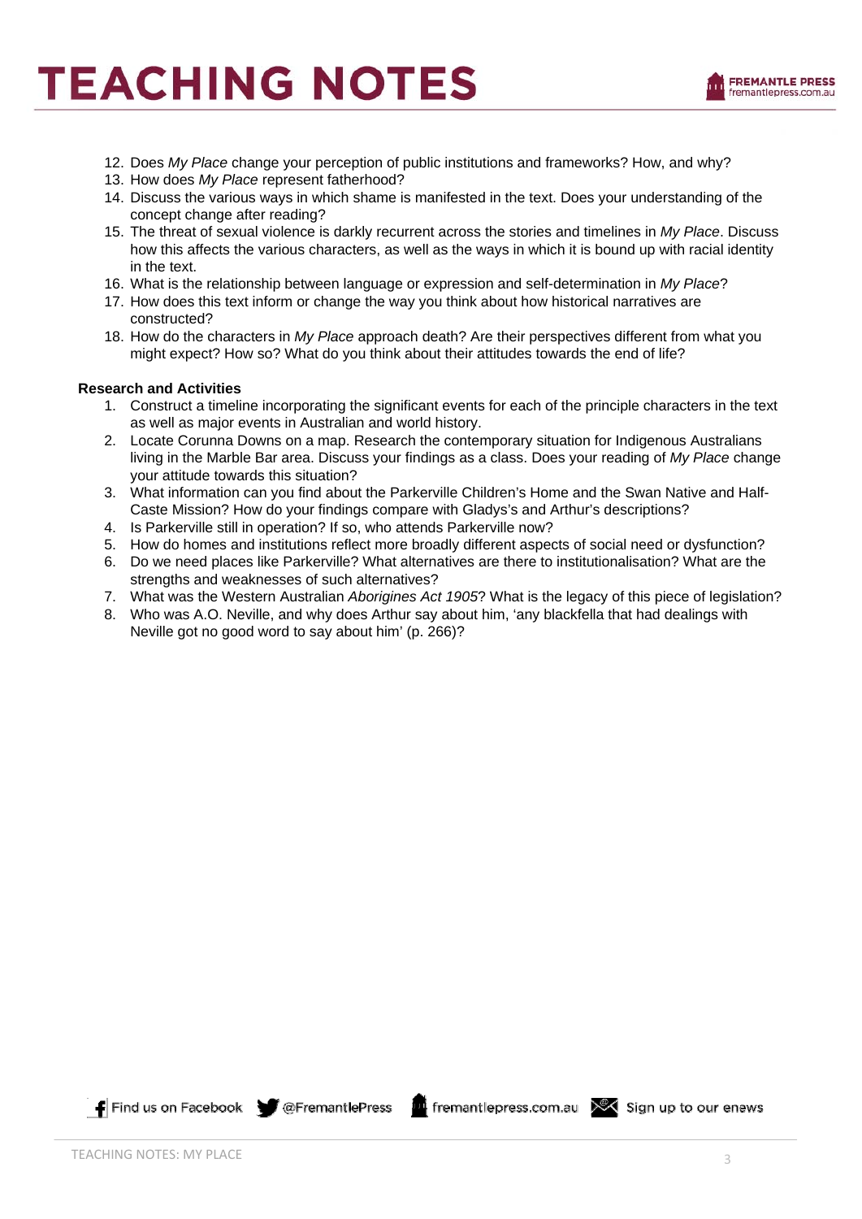12. Does *My Place* change your perception of public institutions and frameworks? How, and why?
13. How does *My Place* represent fatherhood?
14. Discuss the various ways in which shame is manifested in the text. Does your understanding of the concept change after reading?
15. The threat of sexual violence is darkly recurrent across the stories and timelines in *My Place*. Discuss how this affects the various characters, as well as the ways in which it is bound up with racial identity in the text.
16. What is the relationship between language or expression and self-determination in *My Place*?
17. How does this text inform or change the way you think about how historical narratives are constructed?
18. How do the characters in *My Place* approach death? Are their perspectives different from what you might expect? How so? What do you think about their attitudes towards the end of life?

**Research and Activities**

1. Construct a timeline incorporating the significant events for each of the principle characters in the text as well as major events in Australian and world history.
2. Locate Corunna Downs on a map. Research the contemporary situation for Indigenous Australians living in the Marble Bar area. Discuss your findings as a class. Does your reading of *My Place* change your attitude towards this situation?
3. What information can you find about the Parkerville Children's Home and the Swan Native and Half-Caste Mission? How do your findings compare with Gladys's and Arthur's descriptions?
4. Is Parkerville still in operation? If so, who attends Parkerville now?
5. How do homes and institutions reflect more broadly different aspects of social need or dysfunction?
6. Do we need places like Parkerville? What alternatives are there to institutionalisation? What are the strengths and weaknesses of such alternatives?
7. What was the Western Australian *Aborigines Act 1905*? What is the legacy of this piece of legislation?
8. Who was A.O. Neville, and why does Arthur say about him, 'any blackfella that had dealings with Neville got no good word to say about him' (p. 266)?